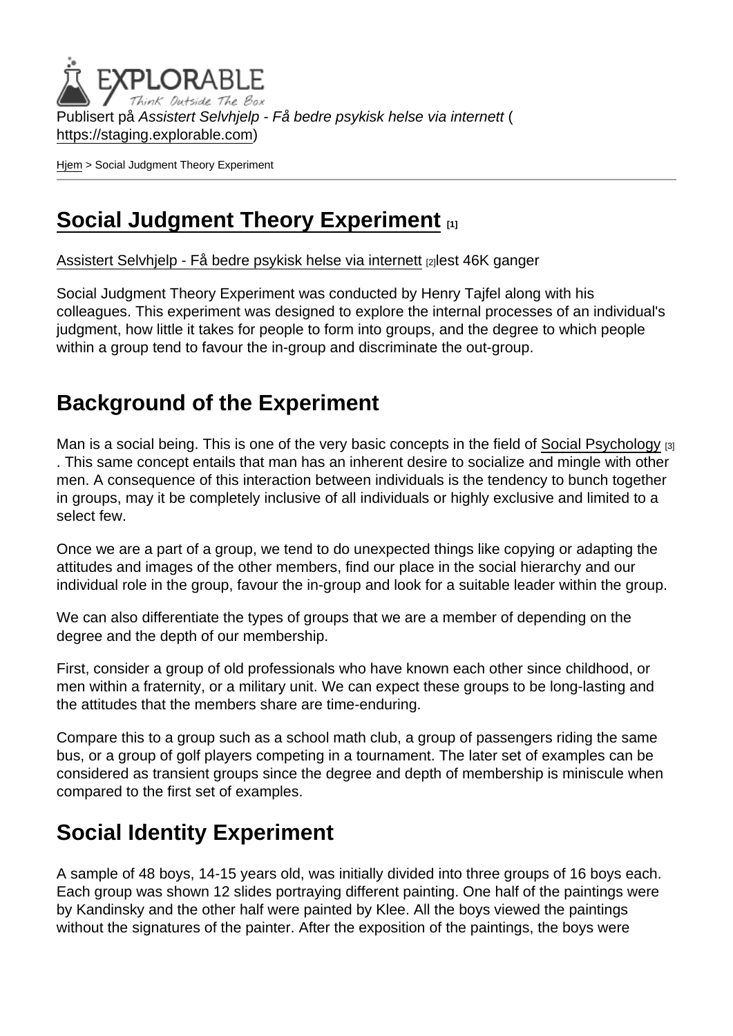Publisert på *Assistert Selvhjelp - Få bedre psykisk helse via internett* (https://staging.explorable.com)

Hjem > Social Judgment Theory Experiment

# Social Judgment Theory Experiment [1]

Assistert Selvhjelp - Få bedre psykisk helse via internett [2]lest 46K ganger

Social Judgment Theory Experiment was conducted by Henry Tajfel along with his colleagues. This experiment was designed to explore the internal processes of an individual's judgment, how little it takes for people to form into groups, and the degree to which people within a group tend to favour the in-group and discriminate the out-group.

## Background of the Experiment

Man is a social being. This is one of the very basic concepts in the field of Social Psychology [3] . This same concept entails that man has an inherent desire to socialize and mingle with other men. A consequence of this interaction between individuals is the tendency to bunch together in groups, may it be completely inclusive of all individuals or highly exclusive and limited to a select few.

Once we are a part of a group, we tend to do unexpected things like copying or adapting the attitudes and images of the other members, find our place in the social hierarchy and our individual role in the group, favour the in-group and look for a suitable leader within the group.

We can also differentiate the types of groups that we are a member of depending on the degree and the depth of our membership.

First, consider a group of old professionals who have known each other since childhood, or men within a fraternity, or a military unit. We can expect these groups to be long-lasting and the attitudes that the members share are time-enduring.

Compare this to a group such as a school math club, a group of passengers riding the same bus, or a group of golf players competing in a tournament. The later set of examples can be considered as transient groups since the degree and depth of membership is miniscule when compared to the first set of examples.

## Social Identity Experiment

A sample of 48 boys, 14-15 years old, was initially divided into three groups of 16 boys each. Each group was shown 12 slides portraying different painting. One half of the paintings were by Kandinsky and the other half were painted by Klee. All the boys viewed the paintings without the signatures of the painter. After the exposition of the paintings, the boys were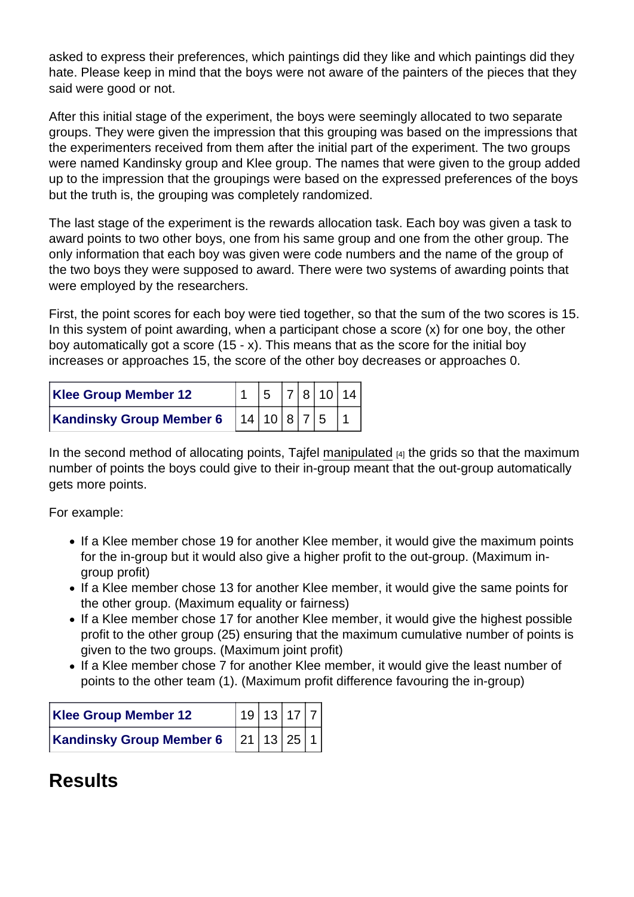asked to express their preferences, which paintings did they like and which paintings did they hate. Please keep in mind that the boys were not aware of the painters of the pieces that they said were good or not.

After this initial stage of the experiment, the boys were seemingly allocated to two separate groups. They were given the impression that this grouping was based on the impressions that the experimenters received from them after the initial part of the experiment. The two groups were named Kandinsky group and Klee group. The names that were given to the group added up to the impression that the groupings were based on the expressed preferences of the boys but the truth is, the grouping was completely randomized.

The last stage of the experiment is the rewards allocation task. Each boy was given a task to award points to two other boys, one from his same group and one from the other group. The only information that each boy was given were code numbers and the name of the group of the two boys they were supposed to award. There were two systems of awarding points that were employed by the researchers.

First, the point scores for each boy were tied together, so that the sum of the two scores is 15. In this system of point awarding, when a participant chose a score (x) for one boy, the other boy automatically got a score (15 - x). This means that as the score for the initial boy increases or approaches 15, the score of the other boy decreases or approaches 0.

| **Klee Group Member 12** | 1 | 5 | 7 | 8 | 10 | 14 |
|---|---|---|---|---|---|---|
| **Kandinsky Group Member 6** | 14 | 10 | 8 | 7 | 5 | 1 |

In the second method of allocating points, Tajfel manipulated [4] the grids so that the maximum number of points the boys could give to their in-group meant that the out-group automatically gets more points.

For example:

- If a Klee member chose 19 for another Klee member, it would give the maximum points for the in-group but it would also give a higher profit to the out-group. (Maximum in-group profit)
- If a Klee member chose 13 for another Klee member, it would give the same points for the other group. (Maximum equality or fairness)
- If a Klee member chose 17 for another Klee member, it would give the highest possible profit to the other group (25) ensuring that the maximum cumulative number of points is given to the two groups. (Maximum joint profit)
- If a Klee member chose 7 for another Klee member, it would give the least number of points to the other team (1). (Maximum profit difference favouring the in-group)

| **Klee Group Member 12** | 19 | 13 | 17 | 7 |
|---|---|---|---|---|
| **Kandinsky Group Member 6** | 21 | 13 | 25 | 1 |

## Results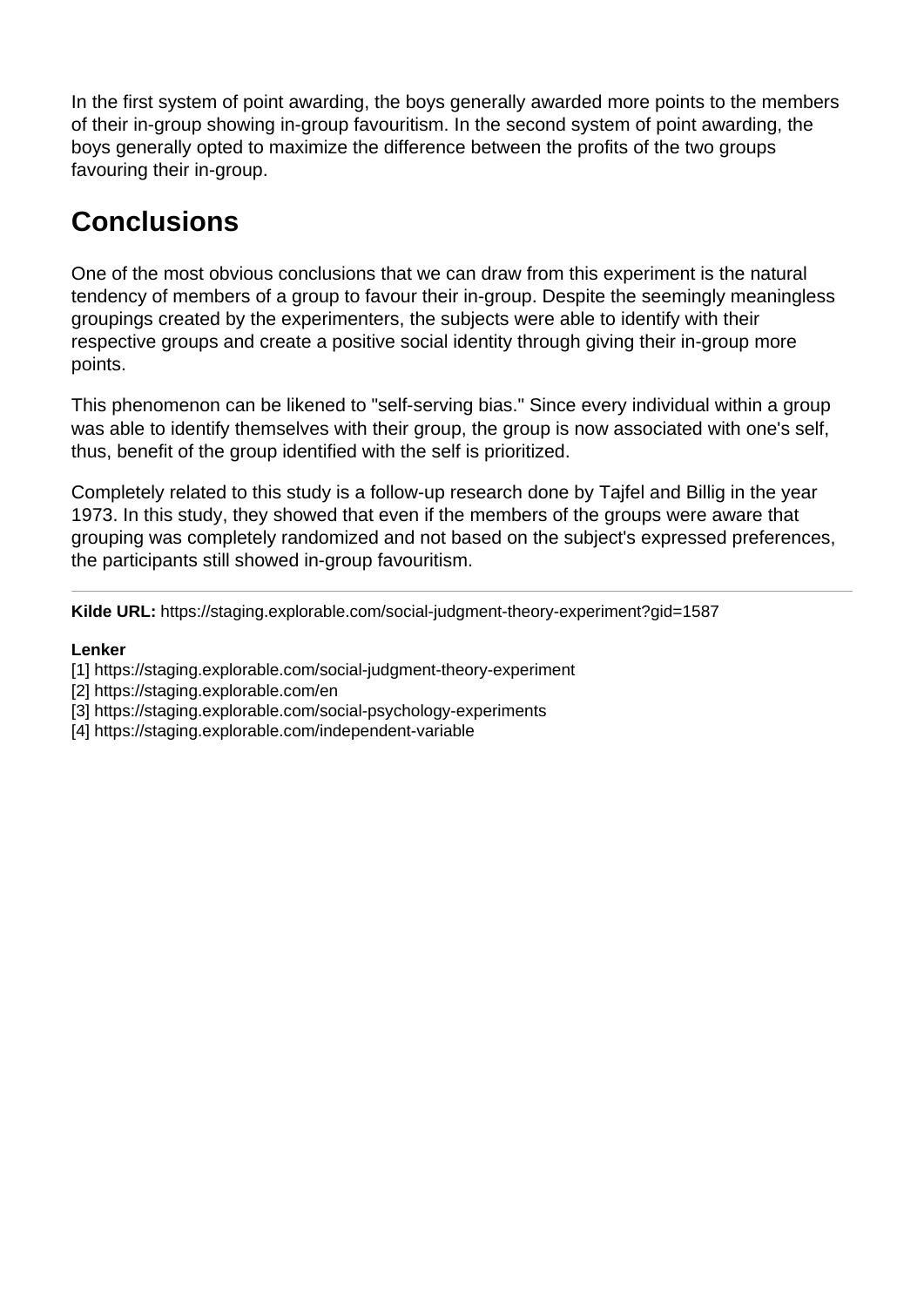In the first system of point awarding, the boys generally awarded more points to the members of their in-group showing in-group favouritism. In the second system of point awarding, the boys generally opted to maximize the difference between the profits of the two groups favouring their in-group.

## Conclusions

One of the most obvious conclusions that we can draw from this experiment is the natural tendency of members of a group to favour their in-group. Despite the seemingly meaningless groupings created by the experimenters, the subjects were able to identify with their respective groups and create a positive social identity through giving their in-group more points.

This phenomenon can be likened to "self-serving bias." Since every individual within a group was able to identify themselves with their group, the group is now associated with one's self, thus, benefit of the group identified with the self is prioritized.

Completely related to this study is a follow-up research done by Tajfel and Billig in the year 1973. In this study, they showed that even if the members of the groups were aware that grouping was completely randomized and not based on the subject's expressed preferences, the participants still showed in-group favouritism.

---

**Kilde URL:** https://staging.explorable.com/social-judgment-theory-experiment?gid=1587

**Lenker**

[1] https://staging.explorable.com/social-judgment-theory-experiment
[2] https://staging.explorable.com/en
[3] https://staging.explorable.com/social-psychology-experiments
[4] https://staging.explorable.com/independent-variable